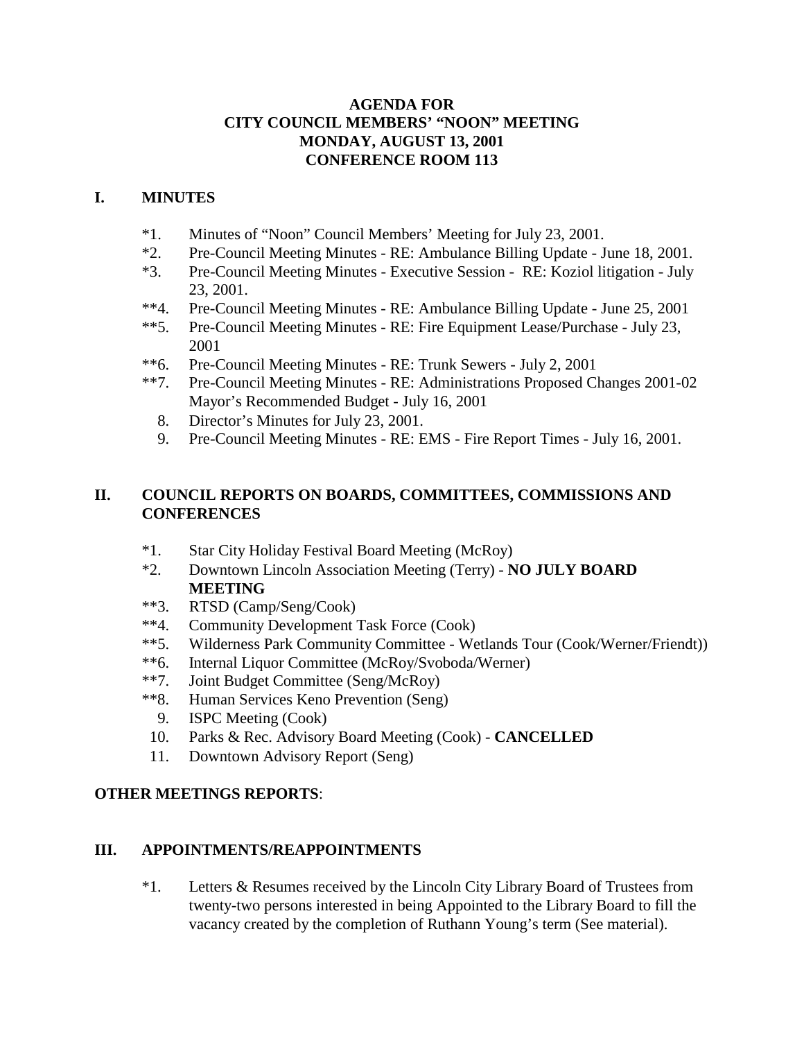# AGENDA FOR
# CITY COUNCIL MEMBERS' "NOON" MEETING
# MONDAY, AUGUST 13, 2001
# CONFERENCE ROOM 113

## I. MINUTES

*1. Minutes of "Noon" Council Members' Meeting for July 23, 2001.

*2. Pre-Council Meeting Minutes - RE: Ambulance Billing Update - June 18, 2001.

*3. Pre-Council Meeting Minutes - Executive Session - RE: Koziol litigation - July 23, 2001.

**4. Pre-Council Meeting Minutes - RE: Ambulance Billing Update - June 25, 2001

**5. Pre-Council Meeting Minutes - RE: Fire Equipment Lease/Purchase - July 23, 2001

**6. Pre-Council Meeting Minutes - RE: Trunk Sewers - July 2, 2001

**7. Pre-Council Meeting Minutes - RE: Administrations Proposed Changes 2001-02 Mayor's Recommended Budget - July 16, 2001

8. Director's Minutes for July 23, 2001.

9. Pre-Council Meeting Minutes - RE: EMS - Fire Report Times - July 16, 2001.

## II. COUNCIL REPORTS ON BOARDS, COMMITTEES, COMMISSIONS AND CONFERENCES

*1. Star City Holiday Festival Board Meeting (McRoy)

*2. Downtown Lincoln Association Meeting (Terry) - **NO JULY BOARD MEETING**

**3. RTSD (Camp/Seng/Cook)

**4. Community Development Task Force (Cook)

**5. Wilderness Park Community Committee - Wetlands Tour (Cook/Werner/Friendt))

**6. Internal Liquor Committee (McRoy/Svoboda/Werner)

**7. Joint Budget Committee (Seng/McRoy)

**8. Human Services Keno Prevention (Seng)

9. ISPC Meeting (Cook)

10. Parks & Rec. Advisory Board Meeting (Cook) - **CANCELLED**

11. Downtown Advisory Report (Seng)

**OTHER MEETINGS REPORTS**:

## III. APPOINTMENTS/REAPPOINTMENTS

*1. Letters & Resumes received by the Lincoln City Library Board of Trustees from twenty-two persons interested in being Appointed to the Library Board to fill the vacancy created by the completion of Ruthann Young's term (See material).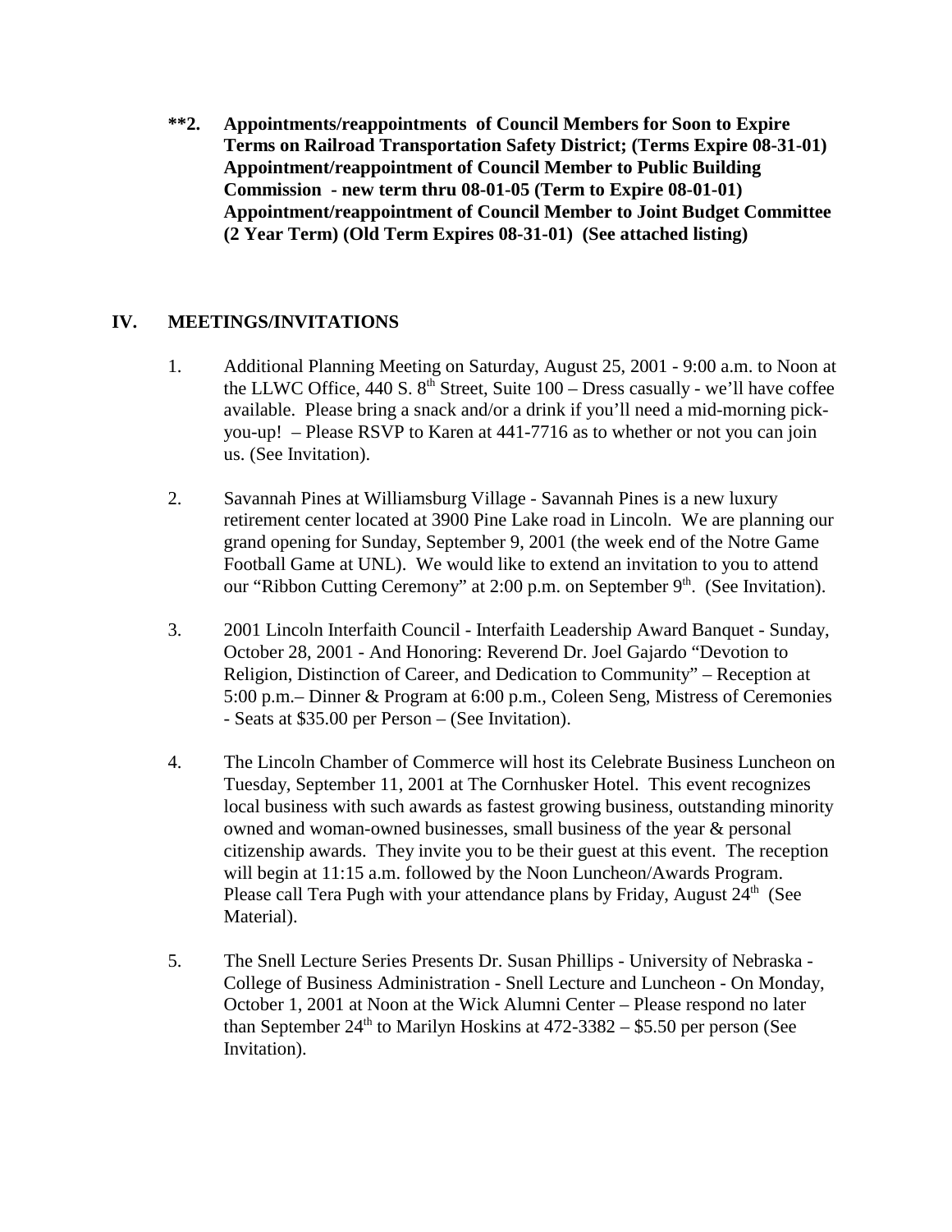**\*\*2. Appointments/reappointments of Council Members for Soon to Expire Terms on Railroad Transportation Safety District; (Terms Expire 08-31-01) Appointment/reappointment of Council Member to Public Building Commission - new term thru 08-01-05 (Term to Expire 08-01-01) Appointment/reappointment of Council Member to Joint Budget Committee (2 Year Term) (Old Term Expires 08-31-01) (See attached listing)**

## IV. MEETINGS/INVITATIONS

1. Additional Planning Meeting on Saturday, August 25, 2001 - 9:00 a.m. to Noon at the LLWC Office, 440 S. 8th Street, Suite 100 – Dress casually - we'll have coffee available. Please bring a snack and/or a drink if you'll need a mid-morning pick-you-up! – Please RSVP to Karen at 441-7716 as to whether or not you can join us. (See Invitation).

2. Savannah Pines at Williamsburg Village - Savannah Pines is a new luxury retirement center located at 3900 Pine Lake road in Lincoln. We are planning our grand opening for Sunday, September 9, 2001 (the week end of the Notre Game Football Game at UNL). We would like to extend an invitation to you to attend our "Ribbon Cutting Ceremony" at 2:00 p.m. on September 9th. (See Invitation).

3. 2001 Lincoln Interfaith Council - Interfaith Leadership Award Banquet - Sunday, October 28, 2001 - And Honoring: Reverend Dr. Joel Gajardo "Devotion to Religion, Distinction of Career, and Dedication to Community" – Reception at 5:00 p.m.– Dinner & Program at 6:00 p.m., Coleen Seng, Mistress of Ceremonies - Seats at $35.00 per Person – (See Invitation).

4. The Lincoln Chamber of Commerce will host its Celebrate Business Luncheon on Tuesday, September 11, 2001 at The Cornhusker Hotel. This event recognizes local business with such awards as fastest growing business, outstanding minority owned and woman-owned businesses, small business of the year & personal citizenship awards. They invite you to be their guest at this event. The reception will begin at 11:15 a.m. followed by the Noon Luncheon/Awards Program. Please call Tera Pugh with your attendance plans by Friday, August 24th (See Material).

5. The Snell Lecture Series Presents Dr. Susan Phillips - University of Nebraska - College of Business Administration - Snell Lecture and Luncheon - On Monday, October 1, 2001 at Noon at the Wick Alumni Center – Please respond no later than September 24th to Marilyn Hoskins at 472-3382 – $5.50 per person (See Invitation).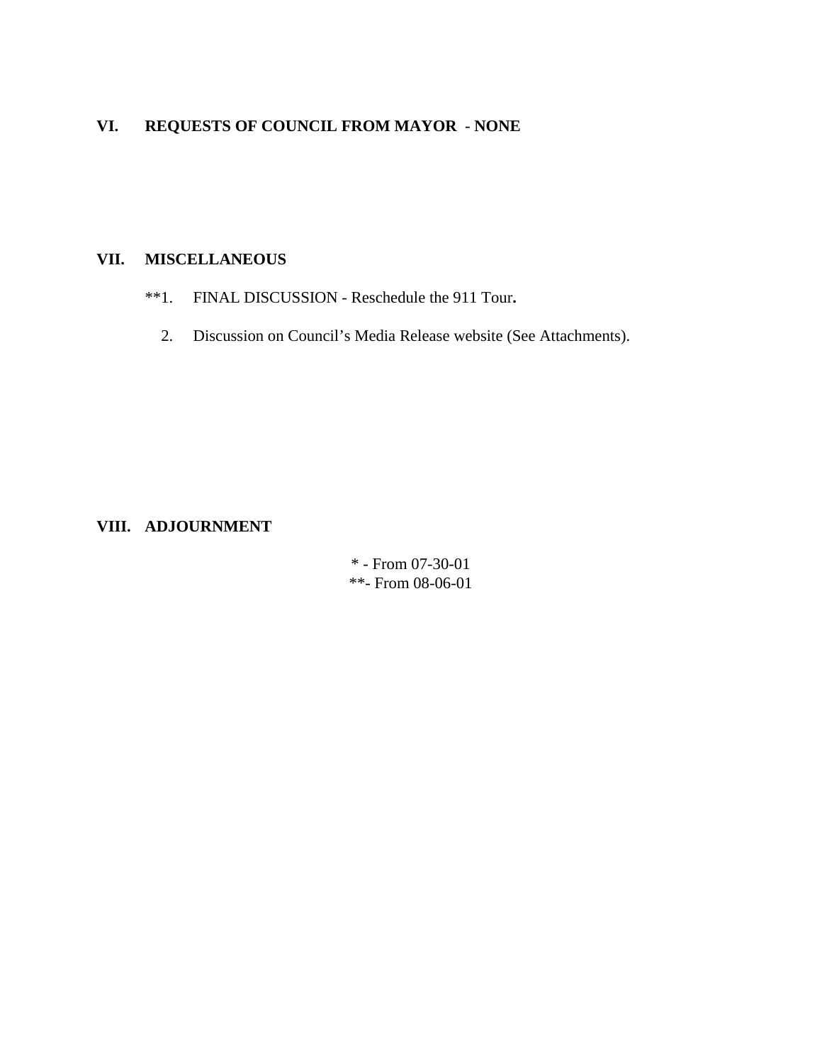## VI. REQUESTS OF COUNCIL FROM MAYOR - NONE

## VII. MISCELLANEOUS

**1. FINAL DISCUSSION - Reschedule the 911 Tour**.**

2. Discussion on Council's Media Release website (See Attachments).

## VIII. ADJOURNMENT

\* - From 07-30-01
**- From 08-06-01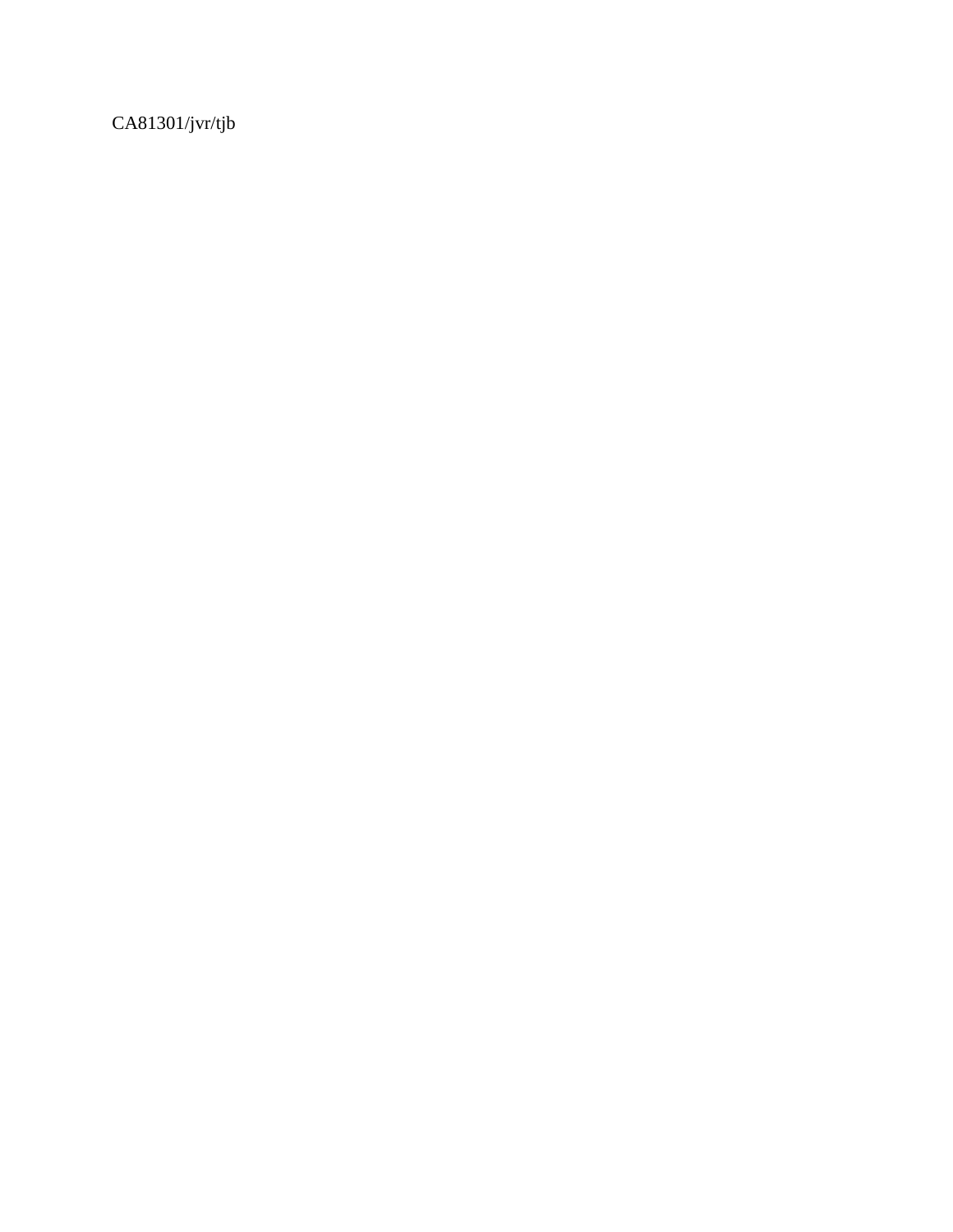CA81301/jvr/tjb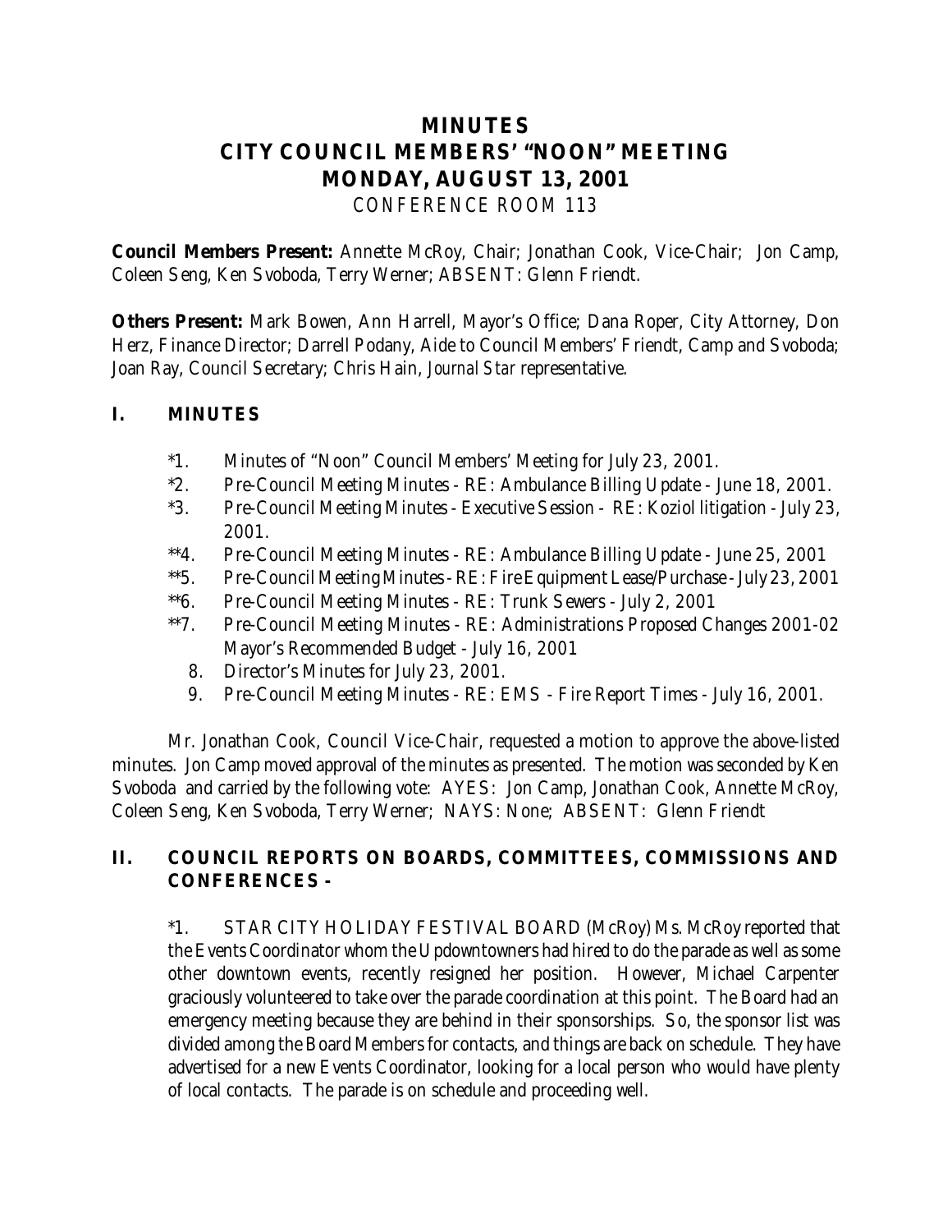# MINUTES
# CITY COUNCIL MEMBERS' "NOON" MEETING
# MONDAY, AUGUST 13, 2001
CONFERENCE ROOM 113

**Council Members Present:** Annette McRoy, Chair; Jonathan Cook, Vice-Chair; Jon Camp, Coleen Seng, Ken Svoboda, Terry Werner; ABSENT: Glenn Friendt.

**Others Present:** Mark Bowen, Ann Harrell, Mayor's Office; Dana Roper, City Attorney, Don Herz, Finance Director; Darrell Podany, Aide to Council Members' Friendt, Camp and Svoboda; Joan Ray, Council Secretary; Chris Hain, *Journal Star* representative.

## I. MINUTES

*1. Minutes of "Noon" Council Members' Meeting for July 23, 2001.
*2. Pre-Council Meeting Minutes - RE: Ambulance Billing Update - June 18, 2001.
*3. Pre-Council Meeting Minutes - Executive Session - RE: Koziol litigation - July 23, 2001.
**4. Pre-Council Meeting Minutes - RE: Ambulance Billing Update - June 25, 2001
**5. Pre-Council Meeting Minutes - RE: Fire Equipment Lease/Purchase - July 23, 2001
**6. Pre-Council Meeting Minutes - RE: Trunk Sewers - July 2, 2001
**7. Pre-Council Meeting Minutes - RE: Administrations Proposed Changes 2001-02 Mayor's Recommended Budget - July 16, 2001
8. Director's Minutes for July 23, 2001.
9. Pre-Council Meeting Minutes - RE: EMS - Fire Report Times - July 16, 2001.

Mr. Jonathan Cook, Council Vice-Chair, requested a motion to approve the above-listed minutes. Jon Camp moved approval of the minutes as presented. The motion was seconded by Ken Svoboda and carried by the following vote: AYES: Jon Camp, Jonathan Cook, Annette McRoy, Coleen Seng, Ken Svoboda, Terry Werner; NAYS: None; ABSENT: Glenn Friendt

## II. COUNCIL REPORTS ON BOARDS, COMMITTEES, COMMISSIONS AND CONFERENCES -

*1. STAR CITY HOLIDAY FESTIVAL BOARD (McRoy) Ms. McRoy reported that the Events Coordinator whom the Updowntowners had hired to do the parade as well as some other downtown events, recently resigned her position. However, Michael Carpenter graciously volunteered to take over the parade coordination at this point. The Board had an emergency meeting because they are behind in their sponsorships. So, the sponsor list was divided among the Board Members for contacts, and things are back on schedule. They have advertised for a new Events Coordinator, looking for a local person who would have plenty of local contacts. The parade is on schedule and proceeding well.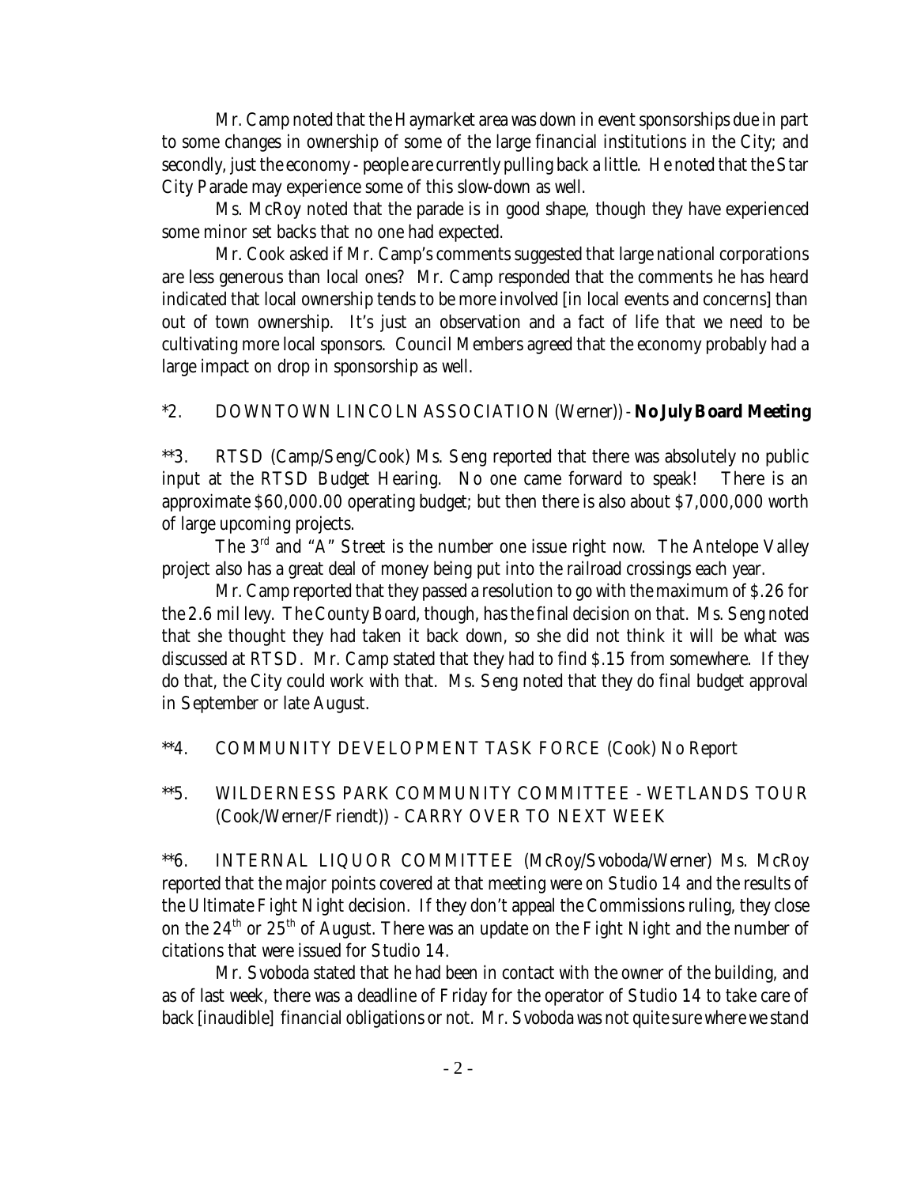Mr. Camp noted that the Haymarket area was down in event sponsorships due in part to some changes in ownership of some of the large financial institutions in the City; and secondly, just the economy - people are currently pulling back a little. He noted that the Star City Parade may experience some of this slow-down as well.

Ms. McRoy noted that the parade is in good shape, though they have experienced some minor set backs that no one had expected.

Mr. Cook asked if Mr. Camp's comments suggested that large national corporations are less generous than local ones? Mr. Camp responded that the comments he has heard indicated that local ownership tends to be more involved [in local events and concerns] than out of town ownership. It's just an observation and a fact of life that we need to be cultivating more local sponsors. Council Members agreed that the economy probably had a large impact on drop in sponsorship as well.

*2. DOWNTOWN LINCOLN ASSOCIATION (Werner)) - **No July Board Meeting**

**3. RTSD (Camp/Seng/Cook) Ms. Seng reported that there was absolutely no public input at the RTSD Budget Hearing. No one came forward to speak! There is an approximate $60,000.00 operating budget; but then there is also about $7,000,000 worth of large upcoming projects.

The 3rd and "A" Street is the number one issue right now. The Antelope Valley project also has a great deal of money being put into the railroad crossings each year.

Mr. Camp reported that they passed a resolution to go with the maximum of $.26 for the 2.6 mil levy. The County Board, though, has the final decision on that. Ms. Seng noted that she thought they had taken it back down, so she did not think it will be what was discussed at RTSD. Mr. Camp stated that they had to find $.15 from somewhere. If they do that, the City could work with that. Ms. Seng noted that they do final budget approval in September or late August.

**4. COMMUNITY DEVELOPMENT TASK FORCE (Cook) No Report

**5. WILDERNESS PARK COMMUNITY COMMITTEE - WETLANDS TOUR (Cook/Werner/Friendt)) - CARRY OVER TO NEXT WEEK

**6. INTERNAL LIQUOR COMMITTEE (McRoy/Svoboda/Werner) Ms. McRoy reported that the major points covered at that meeting were on Studio 14 and the results of the Ultimate Fight Night decision. If they don't appeal the Commissions ruling, they close on the 24th or 25th of August. There was an update on the Fight Night and the number of citations that were issued for Studio 14.

Mr. Svoboda stated that he had been in contact with the owner of the building, and as of last week, there was a deadline of Friday for the operator of Studio 14 to take care of back [inaudible] financial obligations or not. Mr. Svoboda was not quite sure where we stand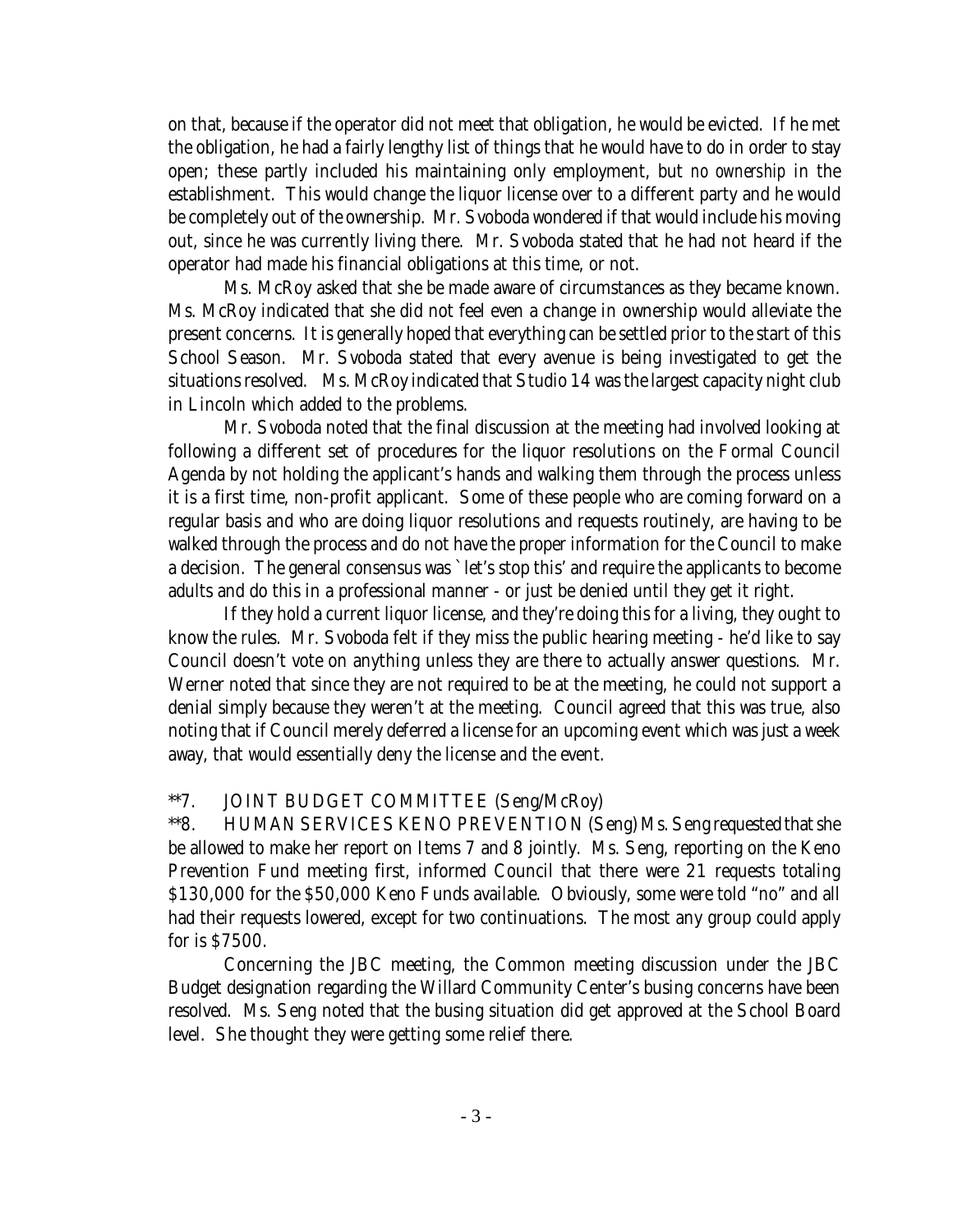on that, because if the operator did not meet that obligation, he would be evicted. If he met the obligation, he had a fairly lengthy list of things that he would have to do in order to stay open; these partly included his maintaining only employment, but *no ownership* in the establishment. This would change the liquor license over to a different party and he would be completely out of the ownership. Mr. Svoboda wondered if that would include his moving out, since he was currently living there. Mr. Svoboda stated that he had not heard if the operator had made his financial obligations at this time, or not.

Ms. McRoy asked that she be made aware of circumstances as they became known. Ms. McRoy indicated that she did not feel even a change in ownership would alleviate the present concerns. It is generally hoped that everything can be settled prior to the start of this School Season. Mr. Svoboda stated that every avenue is being investigated to get the situations resolved. Ms. McRoy indicated that Studio 14 was the largest capacity night club in Lincoln which added to the problems.

Mr. Svoboda noted that the final discussion at the meeting had involved looking at following a different set of procedures for the liquor resolutions on the Formal Council Agenda by not holding the applicant's hands and walking them through the process unless it is a first time, non-profit applicant. Some of these people who are coming forward on a regular basis and who are doing liquor resolutions and requests routinely, are having to be walked through the process and do not have the proper information for the Council to make a decision. The general consensus was `let's stop this' and require the applicants to become adults and do this in a professional manner - or just be denied until they get it right.

If they hold a current liquor license, and they're doing this for a living, they ought to know the rules. Mr. Svoboda felt if they miss the public hearing meeting - he'd like to say Council doesn't vote on anything unless they are there to actually answer questions. Mr. Werner noted that since they are not required to be at the meeting, he could not support a denial simply because they weren't at the meeting. Council agreed that this was true, also noting that if Council merely deferred a license for an upcoming event which was just a week away, that would essentially deny the license and the event.

**7. JOINT BUDGET COMMITTEE (Seng/McRoy)

**8. HUMAN SERVICES KENO PREVENTION (Seng) Ms. Seng requested that she be allowed to make her report on Items 7 and 8 jointly. Ms. Seng, reporting on the Keno Prevention Fund meeting first, informed Council that there were 21 requests totaling $130,000 for the $50,000 Keno Funds available. Obviously, some were told "no" and all had their requests lowered, except for two continuations. The most any group could apply for is $7500.

Concerning the JBC meeting, the Common meeting discussion under the JBC Budget designation regarding the Willard Community Center's busing concerns have been resolved. Ms. Seng noted that the busing situation did get approved at the School Board level. She thought they were getting some relief there.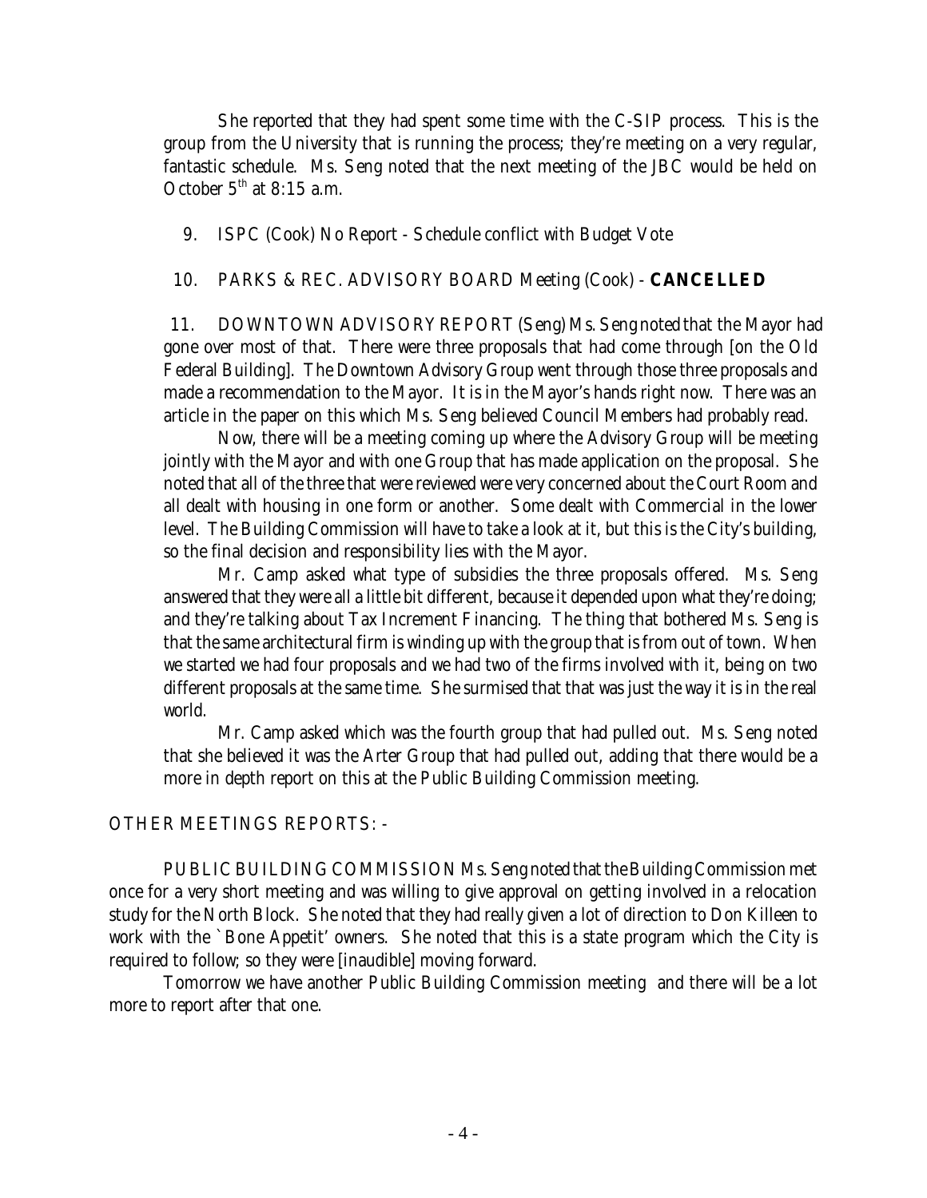She reported that they had spent some time with the C-SIP process. This is the group from the University that is running the process; they're meeting on a very regular, fantastic schedule. Ms. Seng noted that the next meeting of the JBC would be held on October 5th at 8:15 a.m.

9. ISPC (Cook) No Report - Schedule conflict with Budget Vote

10. PARKS & REC. ADVISORY BOARD Meeting (Cook) - **CANCELLED**

11. DOWNTOWN ADVISORY REPORT (Seng) Ms. Seng noted that the Mayor had gone over most of that. There were three proposals that had come through [on the Old Federal Building]. The Downtown Advisory Group went through those three proposals and made a recommendation to the Mayor. It is in the Mayor's hands right now. There was an article in the paper on this which Ms. Seng believed Council Members had probably read.

Now, there will be a meeting coming up where the Advisory Group will be meeting jointly with the Mayor and with one Group that has made application on the proposal. She noted that all of the three that were reviewed were very concerned about the Court Room and all dealt with housing in one form or another. Some dealt with Commercial in the lower level. The Building Commission will have to take a look at it, but this is the City's building, so the final decision and responsibility lies with the Mayor.

Mr. Camp asked what type of subsidies the three proposals offered. Ms. Seng answered that they were all a little bit different, because it depended upon what they're doing; and they're talking about Tax Increment Financing. The thing that bothered Ms. Seng is that the same architectural firm is winding up with the group that is from out of town. When we started we had four proposals and we had two of the firms involved with it, being on two different proposals at the same time. She surmised that that was just the way it is in the real world.

Mr. Camp asked which was the fourth group that had pulled out. Ms. Seng noted that she believed it was the Arter Group that had pulled out, adding that there would be a more in depth report on this at the Public Building Commission meeting.

OTHER MEETINGS REPORTS: -

PUBLIC BUILDING COMMISSION Ms. Seng noted that the Building Commission met once for a very short meeting and was willing to give approval on getting involved in a relocation study for the North Block. She noted that they had really given a lot of direction to Don Killeen to work with the `Bone Appetit' owners. She noted that this is a state program which the City is required to follow; so they were [inaudible] moving forward.

Tomorrow we have another Public Building Commission meeting and there will be a lot more to report after that one.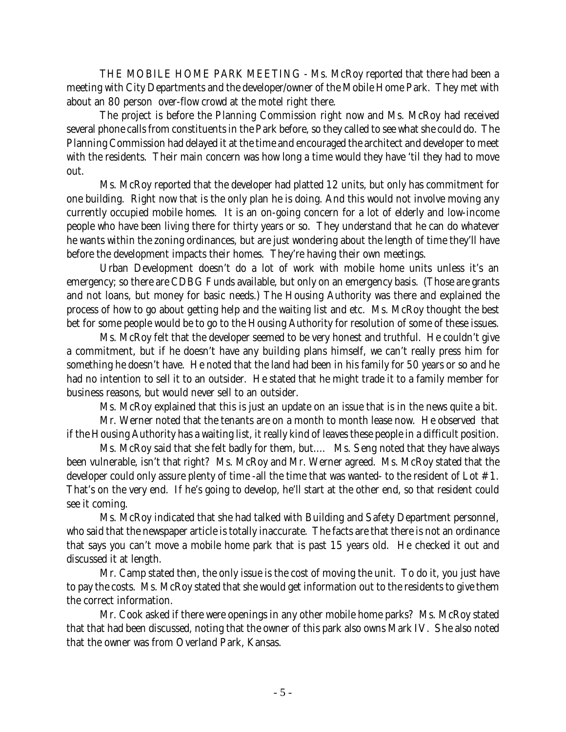THE MOBILE HOME PARK MEETING - Ms. McRoy reported that there had been a meeting with City Departments and the developer/owner of the Mobile Home Park. They met with about an 80 person over-flow crowd at the motel right there.

The project is before the Planning Commission right now and Ms. McRoy had received several phone calls from constituents in the Park before, so they called to see what she could do. The Planning Commission had delayed it at the time and encouraged the architect and developer to meet with the residents. Their main concern was how long a time would they have 'til they had to move out.

Ms. McRoy reported that the developer had platted 12 units, but only has commitment for one building. Right now that is the only plan he is doing. And this would not involve moving any currently occupied mobile homes. It is an on-going concern for a lot of elderly and low-income people who have been living there for thirty years or so. They understand that he can do whatever he wants within the zoning ordinances, but are just wondering about the length of time they'll have before the development impacts their homes. They're having their own meetings.

Urban Development doesn't do a lot of work with mobile home units unless it's an emergency; so there are CDBG Funds available, but only on an emergency basis. (Those are grants and not loans, but money for basic needs.) The Housing Authority was there and explained the process of how to go about getting help and the waiting list and etc. Ms. McRoy thought the best bet for some people would be to go to the Housing Authority for resolution of some of these issues.

Ms. McRoy felt that the developer seemed to be very honest and truthful. He couldn't give a commitment, but if he doesn't have any building plans himself, we can't really press him for something he doesn't have. He noted that the land had been in his family for 50 years or so and he had no intention to sell it to an outsider. He stated that he might trade it to a family member for business reasons, but would never sell to an outsider.

Ms. McRoy explained that this is just an update on an issue that is in the news quite a bit.

Mr. Werner noted that the tenants are on a month to month lease now. He observed that if the Housing Authority has a waiting list, it really kind of leaves these people in a difficult position.

Ms. McRoy said that she felt badly for them, but.... Ms. Seng noted that they have always been vulnerable, isn't that right? Ms. McRoy and Mr. Werner agreed. Ms. McRoy stated that the developer could only assure plenty of time -all the time that was wanted- to the resident of Lot # 1. That's on the very end. If he's going to develop, he'll start at the other end, so that resident could see it coming.

Ms. McRoy indicated that she had talked with Building and Safety Department personnel, who said that the newspaper article is totally inaccurate. The facts are that there is not an ordinance that says you can't move a mobile home park that is past 15 years old. He checked it out and discussed it at length.

Mr. Camp stated then, the only issue is the cost of moving the unit. To do it, you just have to pay the costs. Ms. McRoy stated that she would get information out to the residents to give them the correct information.

Mr. Cook asked if there were openings in any other mobile home parks? Ms. McRoy stated that that had been discussed, noting that the owner of this park also owns Mark IV. She also noted that the owner was from Overland Park, Kansas.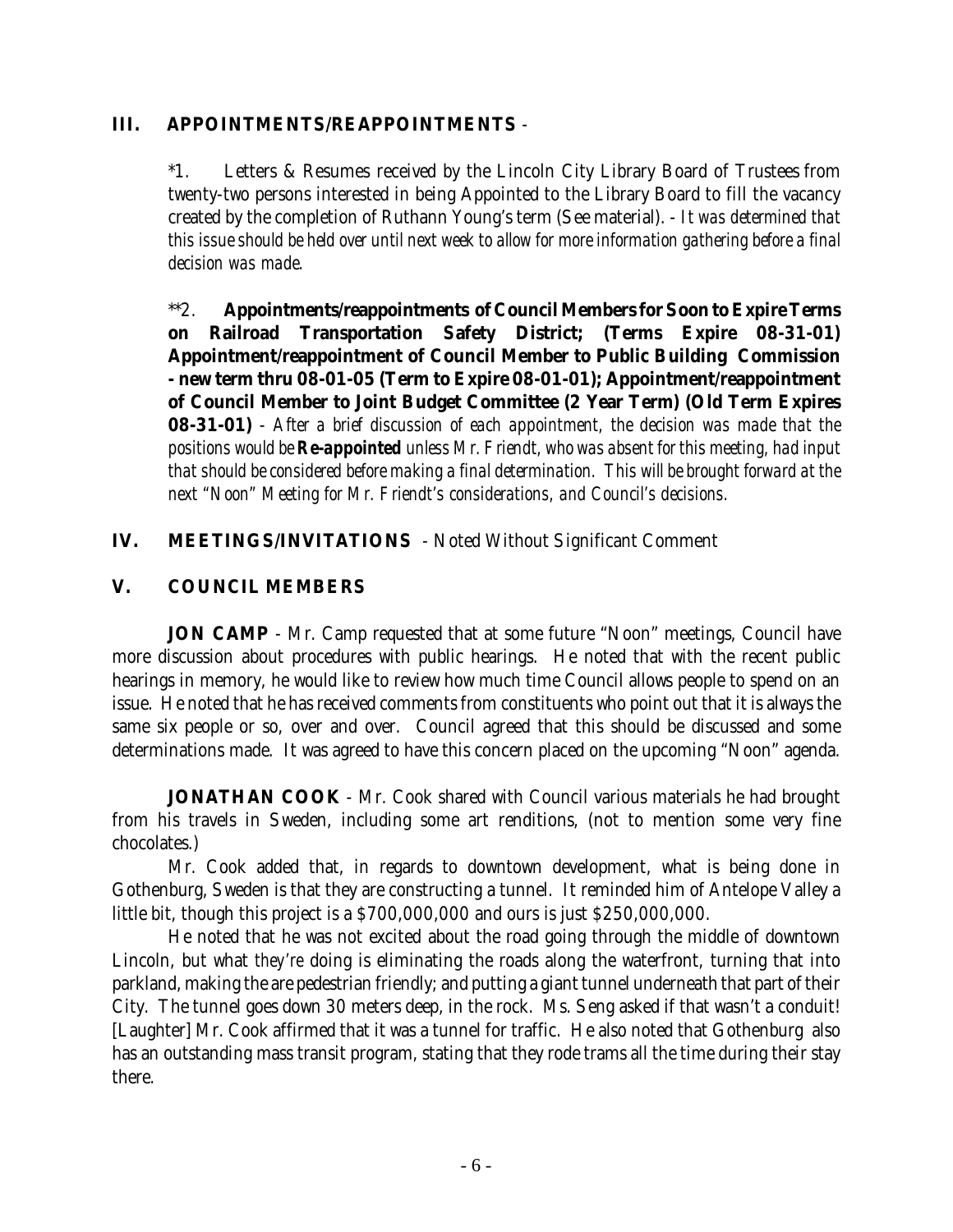## III. APPOINTMENTS/REAPPOINTMENTS -

*1. Letters & Resumes received by the Lincoln City Library Board of Trustees from twenty-two persons interested in being Appointed to the Library Board to fill the vacancy created by the completion of Ruthann Young's term (See material). - *It was determined that this issue should be held over until next week to allow for more information gathering before a final decision was made.*

**2. **Appointments/reappointments of Council Members for Soon to Expire Terms on Railroad Transportation Safety District; (Terms Expire 08-31-01) Appointment/reappointment of Council Member to Public Building Commission - new term thru 08-01-05 (Term to Expire 08-01-01); Appointment/reappointment of Council Member to Joint Budget Committee (2 Year Term) (Old Term Expires 08-31-01)** - *After a brief discussion of each appointment, the decision was made that the positions would be* ***Re-appointed*** *unless Mr. Friendt, who was absent for this meeting, had input that should be considered before making a final determination. This will be brought forward at the next "Noon" Meeting for Mr. Friendt's considerations, and Council's decisions.*

## IV. MEETINGS/INVITATIONS - Noted Without Significant Comment

## V. COUNCIL MEMBERS

**JON CAMP** - Mr. Camp requested that at some future "Noon" meetings, Council have more discussion about procedures with public hearings. He noted that with the recent public hearings in memory, he would like to review how much time Council allows people to spend on an issue. He noted that he has received comments from constituents who point out that it is always the same six people or so, over and over. Council agreed that this should be discussed and some determinations made. It was agreed to have this concern placed on the upcoming "Noon" agenda.

**JONATHAN COOK** - Mr. Cook shared with Council various materials he had brought from his travels in Sweden, including some art renditions, (not to mention some very fine chocolates.)

Mr. Cook added that, in regards to downtown development, what is being done in Gothenburg, Sweden is that they are constructing a tunnel. It reminded him of Antelope Valley a little bit, though this project is a $700,000,000 and ours is just $250,000,000.

He noted that he was not excited about the road going through the middle of downtown Lincoln, but what *they're* doing is eliminating the roads along the waterfront, turning that into parkland, making the are pedestrian friendly; and putting a giant tunnel underneath that part of their City. The tunnel goes down 30 meters deep, in the rock. Ms. Seng asked if that wasn't a conduit! [Laughter] Mr. Cook affirmed that it was a tunnel for traffic. He also noted that Gothenburg also has an outstanding mass transit program, stating that they rode trams all the time during their stay there.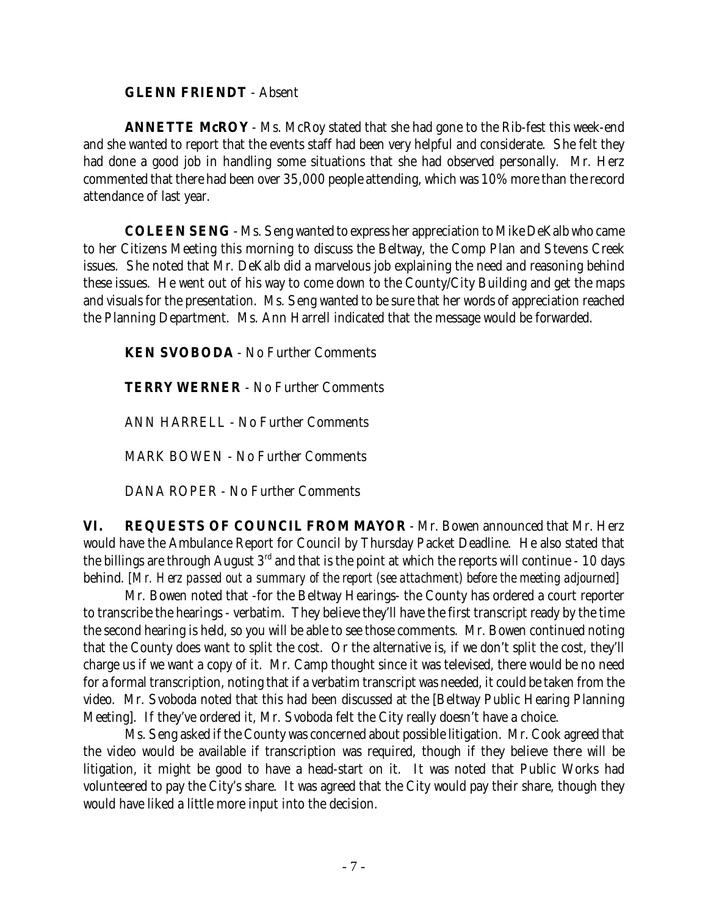**GLENN FRIENDT** - Absent

**ANNETTE McROY** - Ms. McRoy stated that she had gone to the Rib-fest this week-end and she wanted to report that the events staff had been very helpful and considerate. She felt they had done a good job in handling some situations that she had observed personally. Mr. Herz commented that there had been over 35,000 people attending, which was 10% more than the record attendance of last year.

**COLEEN SENG** - Ms. Seng wanted to express her appreciation to Mike DeKalb who came to her Citizens Meeting this morning to discuss the Beltway, the Comp Plan and Stevens Creek issues. She noted that Mr. DeKalb did a marvelous job explaining the need and reasoning behind these issues. He went out of his way to come down to the County/City Building and get the maps and visuals for the presentation. Ms. Seng wanted to be sure that her words of appreciation reached the Planning Department. Ms. Ann Harrell indicated that the message would be forwarded.

**KEN SVOBODA** - No Further Comments

**TERRY WERNER** - No Further Comments

ANN HARRELL - No Further Comments

MARK BOWEN - No Further Comments

DANA ROPER - No Further Comments

**VI. REQUESTS OF COUNCIL FROM MAYOR** - Mr. Bowen announced that Mr. Herz would have the Ambulance Report for Council by Thursday Packet Deadline. He also stated that the billings are through August 3rd and that is the point at which the reports will continue - 10 days behind. [*Mr. Herz passed out a summary of the report (see attachment) before the meeting adjourned*]

Mr. Bowen noted that -for the Beltway Hearings- the County has ordered a court reporter to transcribe the hearings - verbatim. They believe they'll have the first transcript ready by the time the second hearing is held, so you will be able to see those comments. Mr. Bowen continued noting that the County does want to split the cost. Or the alternative is, if we don't split the cost, they'll charge us if we want a copy of it. Mr. Camp thought since it was televised, there would be no need for a formal transcription, noting that if a verbatim transcript was needed, it could be taken from the video. Mr. Svoboda noted that this had been discussed at the [Beltway Public Hearing Planning Meeting]. If they've ordered it, Mr. Svoboda felt the City really doesn't have a choice.

Ms. Seng asked if the County was concerned about possible litigation. Mr. Cook agreed that the video would be available if transcription was required, though if they believe there will be litigation, it might be good to have a head-start on it. It was noted that Public Works had volunteered to pay the City's share. It was agreed that the City would pay their share, though they would have liked a little more input into the decision.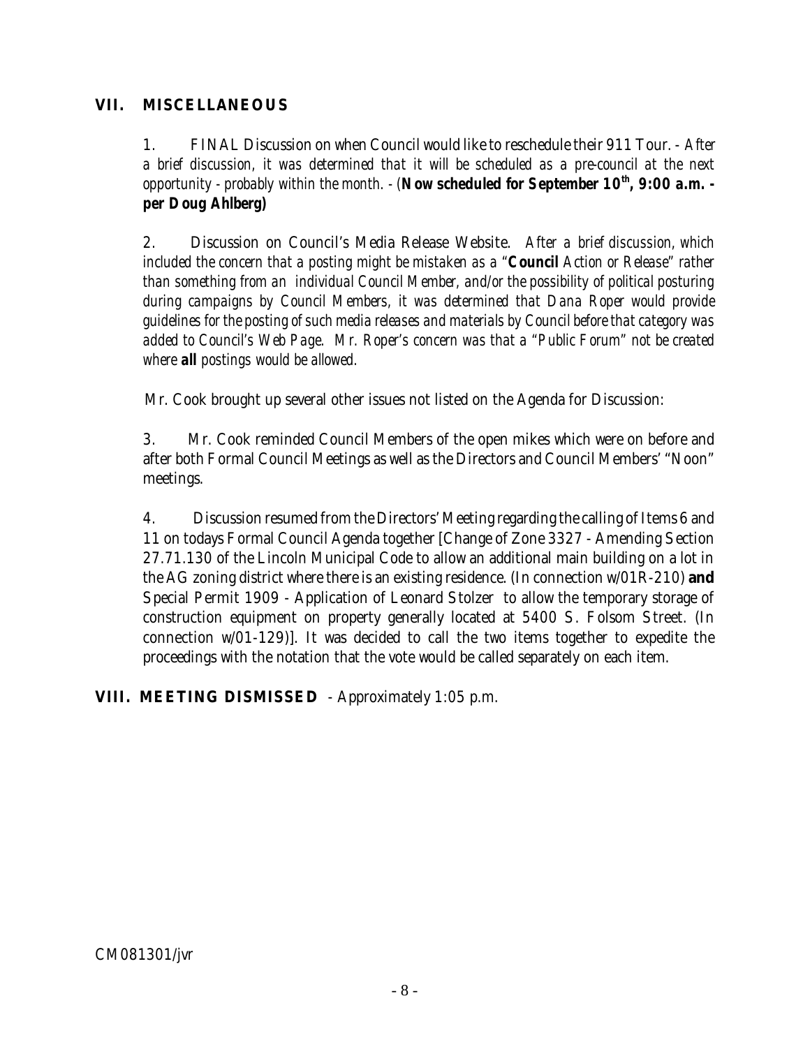## VII. MISCELLANEOUS

1. FINAL Discussion on when Council would like to reschedule their 911 Tour. - *After a brief discussion, it was determined that it will be scheduled as a pre-council at the next opportunity - probably within the month.* - (**Now scheduled for September 10th, 9:00 a.m. - per Doug Ahlberg)**

2. Discussion on Council's Media Release Website. *After a brief discussion, which included the concern that a posting might be mistaken as a "**Council** Action or Release" rather than something from an individual Council Member, and/or the possibility of political posturing during campaigns by Council Members, it was determined that Dana Roper would provide guidelines for the posting of such media releases and materials by Council before that category was added to Council's Web Page. Mr. Roper's concern was that a "Public Forum" not be created where **all** postings would be allowed.*

Mr. Cook brought up several other issues not listed on the Agenda for Discussion:

3. Mr. Cook reminded Council Members of the open mikes which were on before and after both Formal Council Meetings as well as the Directors and Council Members' "Noon" meetings.

4. Discussion resumed from the Directors' Meeting regarding the calling of Items 6 and 11 on todays Formal Council Agenda together [Change of Zone 3327 - Amending Section 27.71.130 of the Lincoln Municipal Code to allow an additional main building on a lot in the AG zoning district where there is an existing residence. (In connection w/01R-210) **and** Special Permit 1909 - Application of Leonard Stolzer to allow the temporary storage of construction equipment on property generally located at 5400 S. Folsom Street. (In connection w/01-129)]. It was decided to call the two items together to expedite the proceedings with the notation that the vote would be called separately on each item.

## VIII. MEETING DISMISSED - Approximately 1:05 p.m.

CM081301/jvr